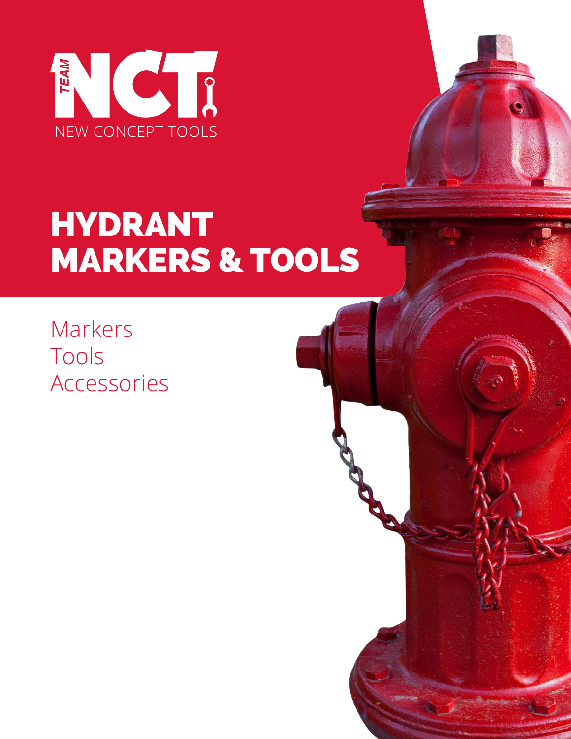TEAM NCT

NEW CONCEPT TOOLS

# HYDRANT MARKERS & TOOLS

Markers
Tools
Accessories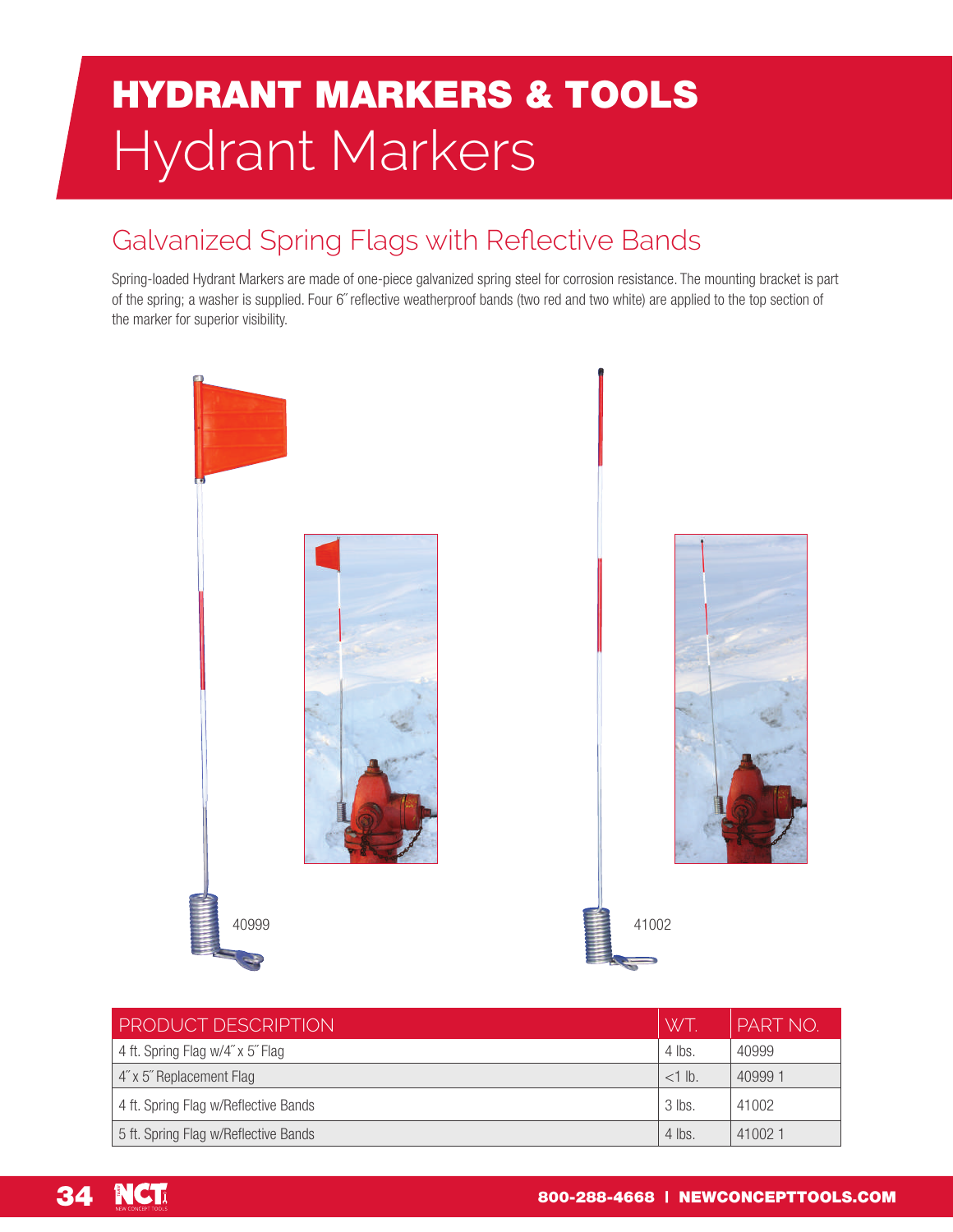# HYDRANT MARKERS & TOOLS

# Hydrant Markers

## Galvanized Spring Flags with Reflective Bands

Spring-loaded Hydrant Markers are made of one-piece galvanized spring steel for corrosion resistance. The mounting bracket is part of the spring; a washer is supplied. Four 6˝ reflective weatherproof bands (two red and two white) are applied to the top section of the marker for superior visibility.

40999

41002

| PRODUCT DESCRIPTION | WT. | PART NO. |
|---|---|---|
| 4 ft. Spring Flag w/4˝ x 5˝ Flag | 4 lbs. | 40999 |
| 4˝ x 5˝ Replacement Flag | <1 lb. | 40999 1 |
| 4 ft. Spring Flag w/Reflective Bands | 3 lbs. | 41002 |
| 5 ft. Spring Flag w/Reflective Bands | 4 lbs. | 41002 1 |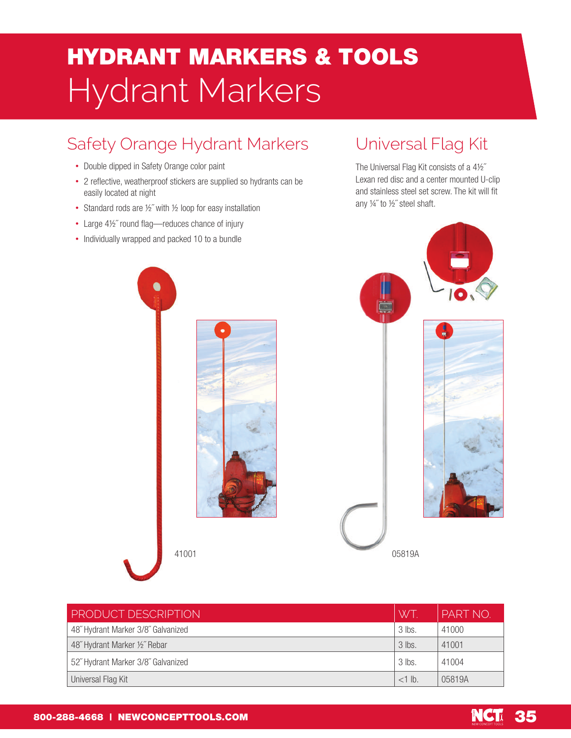# HYDRANT MARKERS & TOOLS

# Hydrant Markers

## Safety Orange Hydrant Markers

- Double dipped in Safety Orange color paint
- 2 reflective, weatherproof stickers are supplied so hydrants can be easily located at night
- Standard rods are ½˝ with ½ loop for easy installation
- Large 4½˝ round flag—reduces chance of injury
- Individually wrapped and packed 10 to a bundle

41001

## Universal Flag Kit

The Universal Flag Kit consists of a 4½˝ Lexan red disc and a center mounted U-clip and stainless steel set screw. The kit will fit any ¼˝ to ½˝ steel shaft.

05819A

| PRODUCT DESCRIPTION | WT. | PART NO. |
| --- | --- | --- |
| 48˝ Hydrant Marker 3/8˝ Galvanized | 3 lbs. | 41000 |
| 48˝ Hydrant Marker ½˝ Rebar | 3 lbs. | 41001 |
| 52˝ Hydrant Marker 3/8˝ Galvanized | 3 lbs. | 41004 |
| Universal Flag Kit | <1 lb. | 05819A |

800-288-4668 | NEWCONCEPTTOOLS.COM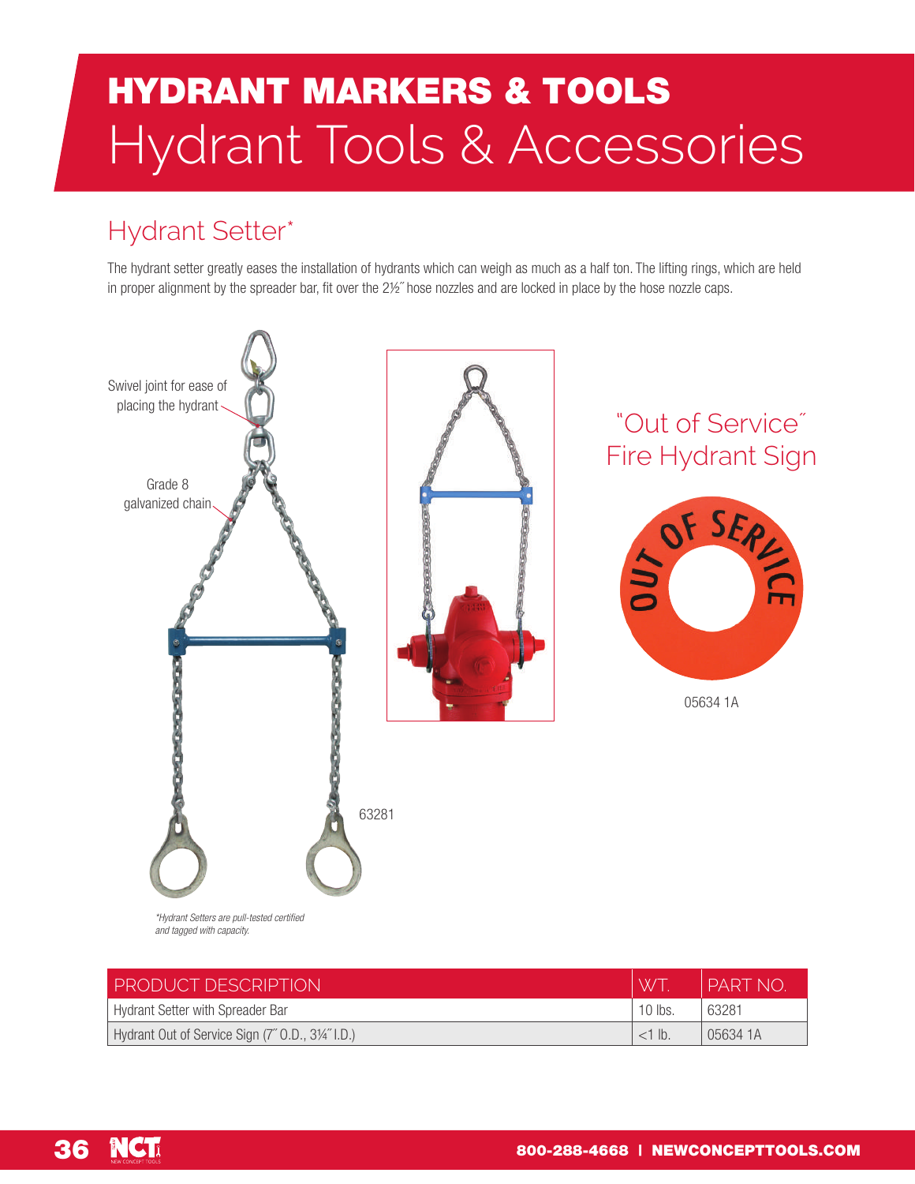# HYDRANT MARKERS & TOOLS
# Hydrant Tools & Accessories

## Hydrant Setter*

The hydrant setter greatly eases the installation of hydrants which can weigh as much as a half ton. The lifting rings, which are held in proper alignment by the spreader bar, fit over the 2½˝ hose nozzles and are locked in place by the hose nozzle caps.

Swivel joint for ease of placing the hydrant

Grade 8 galvanized chain

63281

*\*Hydrant Setters are pull-tested certified and tagged with capacity.*

## "Out of Service" Fire Hydrant Sign

05634 1A

| PRODUCT DESCRIPTION | WT. | PART NO. |
|---|---|---|
| Hydrant Setter with Spreader Bar | 10 lbs. | 63281 |
| Hydrant Out of Service Sign (7˝ O.D., 3¼˝ I.D.) | <1 lb. | 05634 1A |

800-288-4668 | NEWCONCEPTTOOLS.COM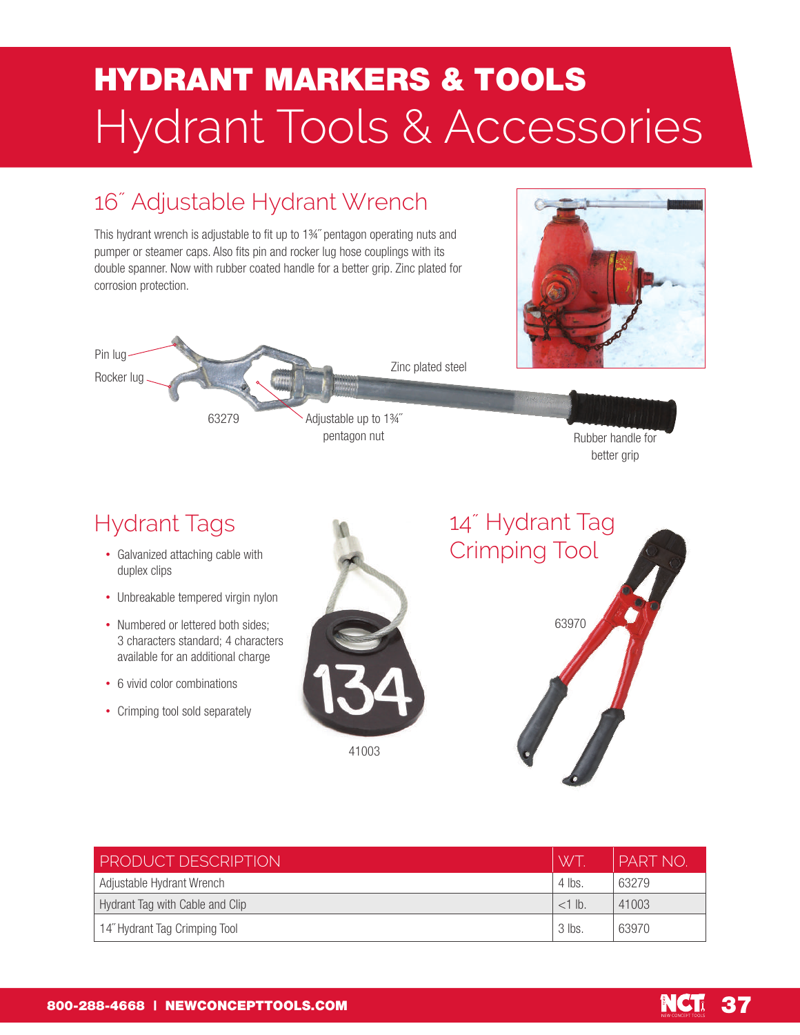# HYDRANT MARKERS & TOOLS

## Hydrant Tools & Accessories

### 16˝ Adjustable Hydrant Wrench

This hydrant wrench is adjustable to fit up to 1¾˝ pentagon operating nuts and pumper or steamer caps. Also fits pin and rocker lug hose couplings with its double spanner. Now with rubber coated handle for a better grip. Zinc plated for corrosion protection.

Pin lug

Rocker lug

63279

Adjustable up to 1¾˝ pentagon nut

Zinc plated steel

Rubber handle for better grip

### Hydrant Tags

- Galvanized attaching cable with duplex clips
- Unbreakable tempered virgin nylon
- Numbered or lettered both sides; 3 characters standard; 4 characters available for an additional charge
- 6 vivid color combinations
- Crimping tool sold separately

41003

### 14˝ Hydrant Tag Crimping Tool

63970

| PRODUCT DESCRIPTION | WT. | PART NO. |
|---|---|---|
| Adjustable Hydrant Wrench | 4 lbs. | 63279 |
| Hydrant Tag with Cable and Clip | <1 lb. | 41003 |
| 14˝ Hydrant Tag Crimping Tool | 3 lbs. | 63970 |

800-288-4668 I NEWCONCEPTTOOLS.COM